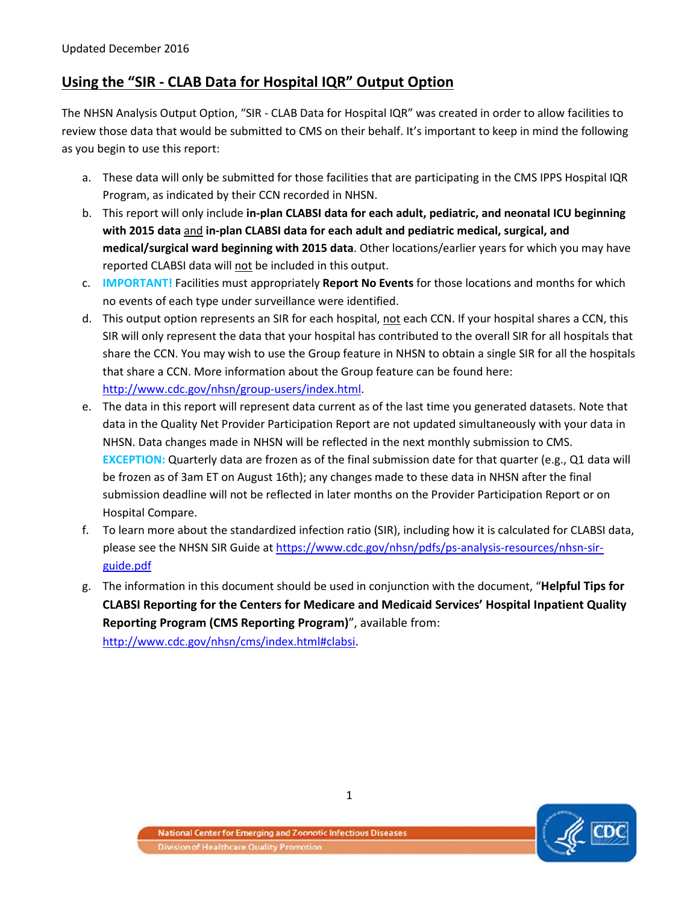Updated December 2016

## Using the "SIR - CLAB Data for Hospital IQR" Output Option

The NHSN Analysis Output Option, "SIR - CLAB Data for Hospital IQR" was created in order to allow facilities to review those data that would be submitted to CMS on their behalf. It's important to keep in mind the following as you begin to use this report:

a. These data will only be submitted for those facilities that are participating in the CMS IPPS Hospital IQR Program, as indicated by their CCN recorded in NHSN.
b. This report will only include **in-plan CLABSI data for each adult, pediatric, and neonatal ICU beginning with 2015 data** and **in-plan CLABSI data for each adult and pediatric medical, surgical, and medical/surgical ward beginning with 2015 data**. Other locations/earlier years for which you may have reported CLABSI data will not be included in this output.
c. **IMPORTANT!** Facilities must appropriately **Report No Events** for those locations and months for which no events of each type under surveillance were identified.
d. This output option represents an SIR for each hospital, not each CCN. If your hospital shares a CCN, this SIR will only represent the data that your hospital has contributed to the overall SIR for all hospitals that share the CCN. You may wish to use the Group feature in NHSN to obtain a single SIR for all the hospitals that share a CCN. More information about the Group feature can be found here: http://www.cdc.gov/nhsn/group-users/index.html.
e. The data in this report will represent data current as of the last time you generated datasets. Note that data in the Quality Net Provider Participation Report are not updated simultaneously with your data in NHSN. Data changes made in NHSN will be reflected in the next monthly submission to CMS. **EXCEPTION:** Quarterly data are frozen as of the final submission date for that quarter (e.g., Q1 data will be frozen as of 3am ET on August 16th); any changes made to these data in NHSN after the final submission deadline will not be reflected in later months on the Provider Participation Report or on Hospital Compare.
f. To learn more about the standardized infection ratio (SIR), including how it is calculated for CLABSI data, please see the NHSN SIR Guide at https://www.cdc.gov/nhsn/pdfs/ps-analysis-resources/nhsn-sir-guide.pdf
g. The information in this document should be used in conjunction with the document, "**Helpful Tips for CLABSI Reporting for the Centers for Medicare and Medicaid Services' Hospital Inpatient Quality Reporting Program (CMS Reporting Program)**", available from: http://www.cdc.gov/nhsn/cms/index.html#clabsi.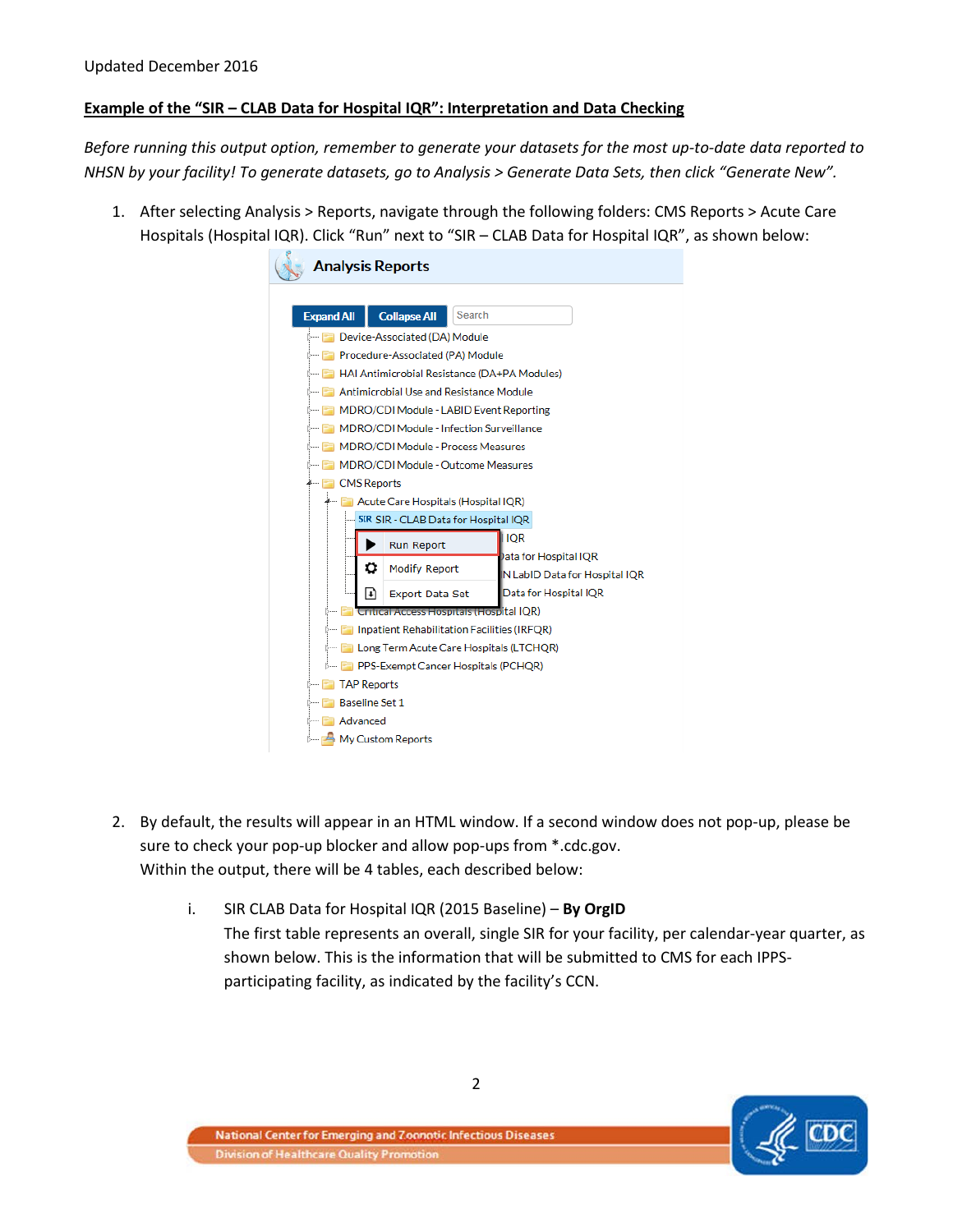Updated December 2016

**Example of the "SIR – CLAB Data for Hospital IQR": Interpretation and Data Checking**

*Before running this output option, remember to generate your datasets for the most up-to-date data reported to NHSN by your facility! To generate datasets, go to Analysis > Generate Data Sets, then click "Generate New".*

1. After selecting Analysis > Reports, navigate through the following folders: CMS Reports > Acute Care Hospitals (Hospital IQR). Click "Run" next to "SIR – CLAB Data for Hospital IQR", as shown below:

2. By default, the results will appear in an HTML window. If a second window does not pop-up, please be sure to check your pop-up blocker and allow pop-ups from *.cdc.gov.
   Within the output, there will be 4 tables, each described below:

   i. SIR CLAB Data for Hospital IQR (2015 Baseline) – **By OrgID**
      The first table represents an overall, single SIR for your facility, per calendar-year quarter, as shown below. This is the information that will be submitted to CMS for each IPPS-participating facility, as indicated by the facility's CCN.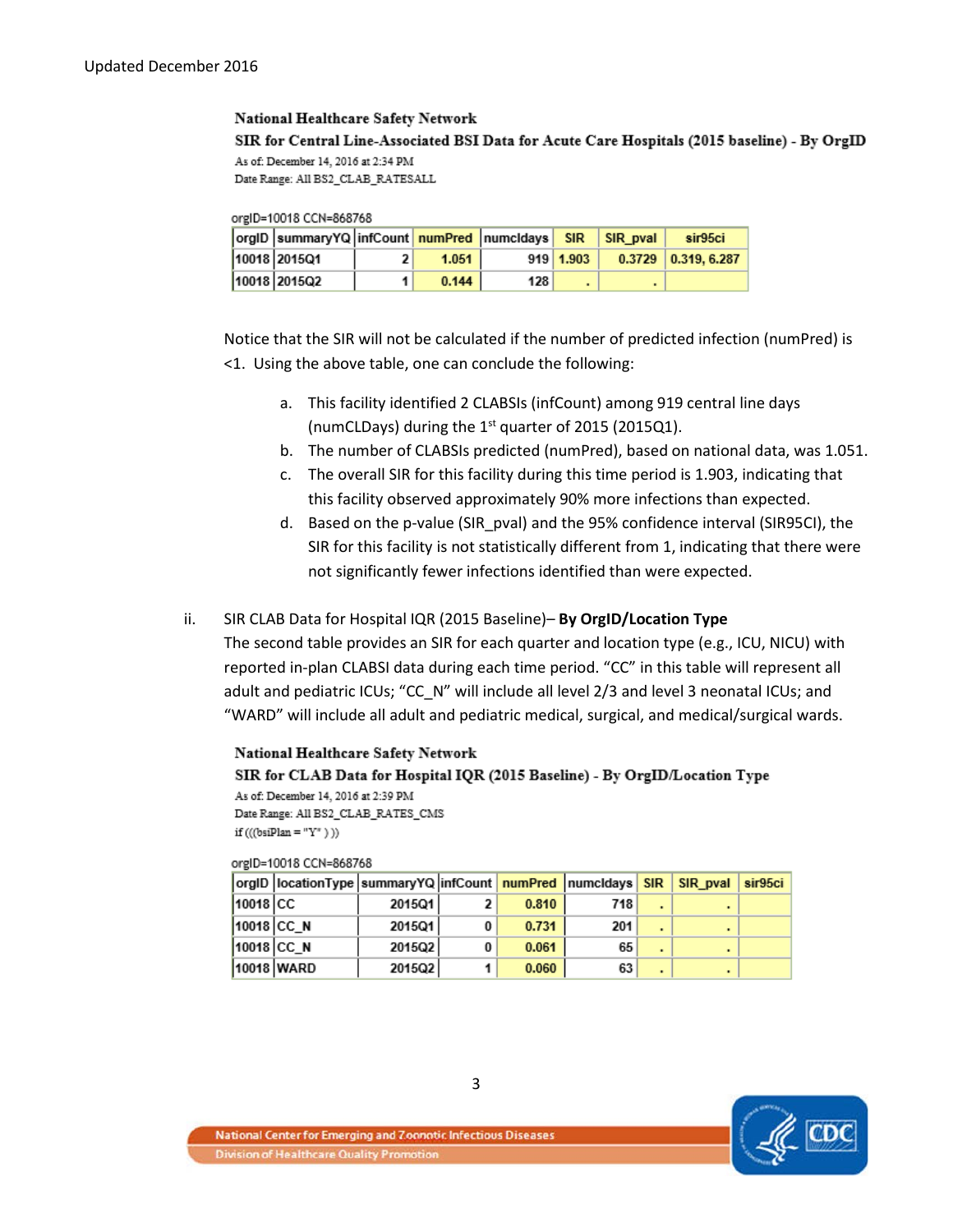**National Healthcare Safety Network**

**SIR for Central Line-Associated BSI Data for Acute Care Hospitals (2015 baseline) - By OrgID**

As of: December 14, 2016 at 2:34 PM

Date Range: All BS2_CLAB_RATESALL

orgID=10018 CCN=868768

| orgID | summaryYQ | infCount | numPred | numcldays | SIR | SIR_pval | sir95ci |
|---|---|---|---|---|---|---|---|
| 10018 | 2015Q1 | 2 | 1.051 | 919 | 1.903 | 0.3729 | 0.319, 6.287 |
| 10018 | 2015Q2 | 1 | 0.144 | 128 | . | . | |

Notice that the SIR will not be calculated if the number of predicted infection (numPred) is <1. Using the above table, one can conclude the following:

a. This facility identified 2 CLABSIs (infCount) among 919 central line days (numCLDays) during the 1st quarter of 2015 (2015Q1).
b. The number of CLABSIs predicted (numPred), based on national data, was 1.051.
c. The overall SIR for this facility during this time period is 1.903, indicating that this facility observed approximately 90% more infections than expected.
d. Based on the p-value (SIR_pval) and the 95% confidence interval (SIR95CI), the SIR for this facility is not statistically different from 1, indicating that there were not significantly fewer infections identified than were expected.

ii. SIR CLAB Data for Hospital IQR (2015 Baseline)– **By OrgID/Location Type**

The second table provides an SIR for each quarter and location type (e.g., ICU, NICU) with reported in-plan CLABSI data during each time period. "CC" in this table will represent all adult and pediatric ICUs; "CC_N" will include all level 2/3 and level 3 neonatal ICUs; and "WARD" will include all adult and pediatric medical, surgical, and medical/surgical wards.

**National Healthcare Safety Network**

**SIR for CLAB Data for Hospital IQR (2015 Baseline) - By OrgID/Location Type**

As of: December 14, 2016 at 2:39 PM

Date Range: All BS2_CLAB_RATES_CMS

if (((bsiPlan = "Y" ) ))

orgID=10018 CCN=868768

| orgID | locationType | summaryYQ | infCount | numPred | numcldays | SIR | SIR_pval | sir95ci |
|---|---|---|---|---|---|---|---|---|
| 10018 | CC | 2015Q1 | 2 | 0.810 | 718 | . | . | |
| 10018 | CC_N | 2015Q1 | 0 | 0.731 | 201 | . | . | |
| 10018 | CC_N | 2015Q2 | 0 | 0.061 | 65 | . | . | |
| 10018 | WARD | 2015Q2 | 1 | 0.060 | 63 | . | . | |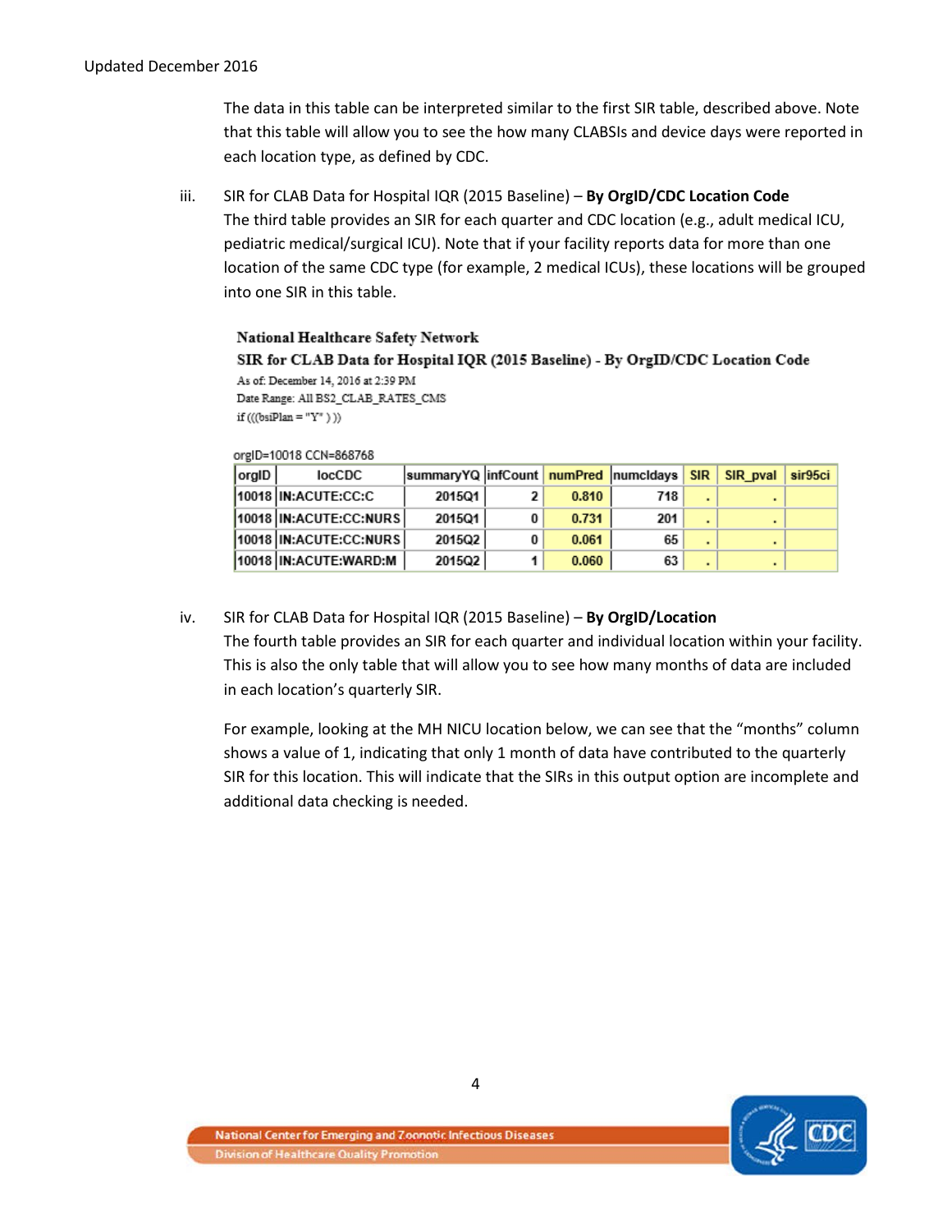The data in this table can be interpreted similar to the first SIR table, described above. Note that this table will allow you to see the how many CLABSIs and device days were reported in each location type, as defined by CDC.

iii. SIR for CLAB Data for Hospital IQR (2015 Baseline) – **By OrgID/CDC Location Code**
The third table provides an SIR for each quarter and CDC location (e.g., adult medical ICU, pediatric medical/surgical ICU). Note that if your facility reports data for more than one location of the same CDC type (for example, 2 medical ICUs), these locations will be grouped into one SIR in this table.

**National Healthcare Safety Network**
**SIR for CLAB Data for Hospital IQR (2015 Baseline) - By OrgID/CDC Location Code**
As of: December 14, 2016 at 2:39 PM
Date Range: All BS2_CLAB_RATES_CMS
if (((bsiPlan = "Y" ) ))

orgID=10018 CCN=868768

| orgID | locCDC | summaryYQ | infCount | numPred | numcldays | SIR | SIR_pval | sir95ci |
|---|---|---|---|---|---|---|---|---|
| 10018 | IN:ACUTE:CC:C | 2015Q1 | 2 | 0.810 | 718 | . | . | |
| 10018 | IN:ACUTE:CC:NURS | 2015Q1 | 0 | 0.731 | 201 | . | . | |
| 10018 | IN:ACUTE:CC:NURS | 2015Q2 | 0 | 0.061 | 65 | . | . | |
| 10018 | IN:ACUTE:WARD:M | 2015Q2 | 1 | 0.060 | 63 | . | . | |

iv. SIR for CLAB Data for Hospital IQR (2015 Baseline) – **By OrgID/Location**
The fourth table provides an SIR for each quarter and individual location within your facility. This is also the only table that will allow you to see how many months of data are included in each location's quarterly SIR.

For example, looking at the MH NICU location below, we can see that the "months" column shows a value of 1, indicating that only 1 month of data have contributed to the quarterly SIR for this location. This will indicate that the SIRs in this output option are incomplete and additional data checking is needed.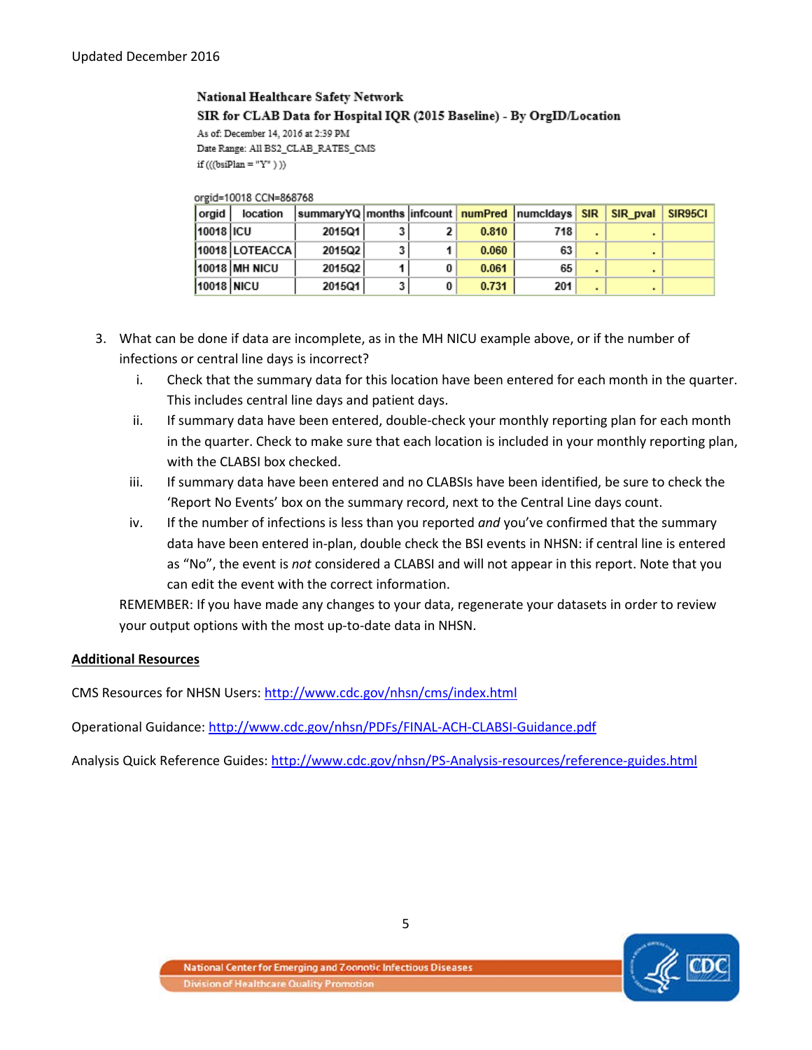National Healthcare Safety Network
SIR for CLAB Data for Hospital IQR (2015 Baseline) - By OrgID/Location
As of: December 14, 2016 at 2:39 PM
Date Range: All BS2_CLAB_RATES_CMS
if (((bsiPlan = "Y" )))

orgid=10018 CCN=868768

| orgid | location | summaryYQ | months | infcount | numPred | numcldays | SIR | SIR_pval | SIR95CI |
|---|---|---|---|---|---|---|---|---|---|
| 10018 | ICU | 2015Q1 | 3 | 2 | 0.810 | 718 | . | . | |
| 10018 | LOTEACCA | 2015Q2 | 3 | 1 | 0.060 | 63 | . | . | |
| 10018 | MH NICU | 2015Q2 | 1 | 0 | 0.061 | 65 | . | . | |
| 10018 | NICU | 2015Q1 | 3 | 0 | 0.731 | 201 | . | . | |

3. What can be done if data are incomplete, as in the MH NICU example above, or if the number of infections or central line days is incorrect?
   i. Check that the summary data for this location have been entered for each month in the quarter. This includes central line days and patient days.
   ii. If summary data have been entered, double-check your monthly reporting plan for each month in the quarter. Check to make sure that each location is included in your monthly reporting plan, with the CLABSI box checked.
   iii. If summary data have been entered and no CLABSIs have been identified, be sure to check the 'Report No Events' box on the summary record, next to the Central Line days count.
   iv. If the number of infections is less than you reported *and* you've confirmed that the summary data have been entered in-plan, double check the BSI events in NHSN: if central line is entered as "No", the event is *not* considered a CLABSI and will not appear in this report. Note that you can edit the event with the correct information.

   REMEMBER: If you have made any changes to your data, regenerate your datasets in order to review your output options with the most up-to-date data in NHSN.

## Additional Resources

CMS Resources for NHSN Users: http://www.cdc.gov/nhsn/cms/index.html

Operational Guidance: http://www.cdc.gov/nhsn/PDFs/FINAL-ACH-CLABSI-Guidance.pdf

Analysis Quick Reference Guides: http://www.cdc.gov/nhsn/PS-Analysis-resources/reference-guides.html